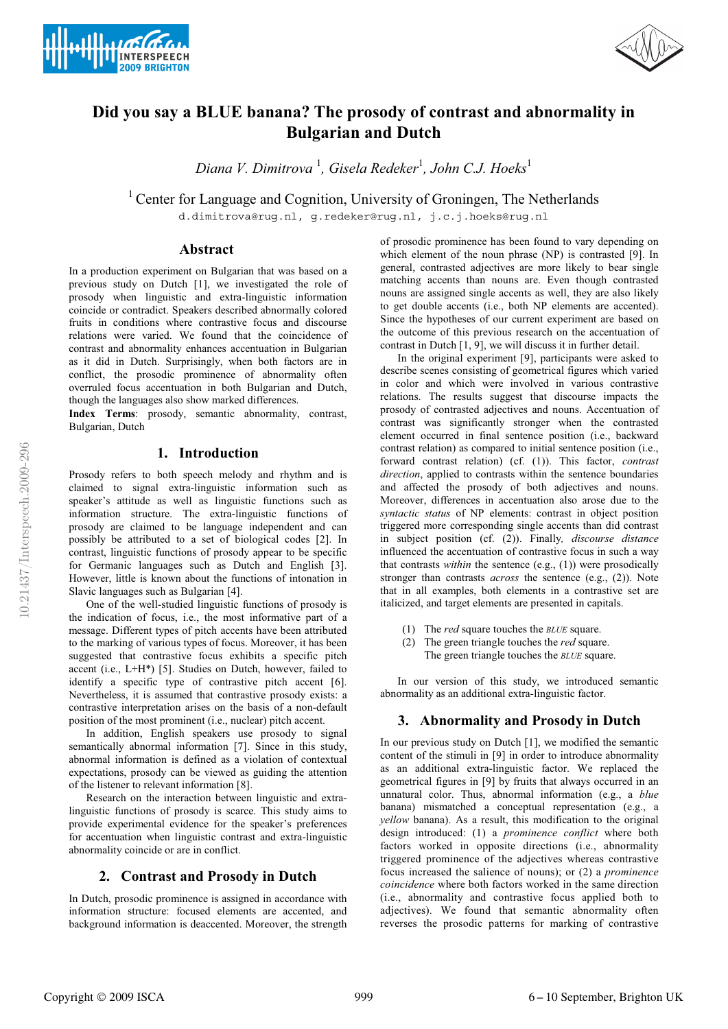# Did you say a BLUE banana? The prosody of contrast and abnormality in Bulgarian and Dutch

*Diana V. Dimitrova* [1], *Gisela Redeker*[1], *John C.J. Hoeks*[1]

[1] Center for Language and Cognition, University of Groningen, The Netherlands

d.dimitrova@rug.nl, g.redeker@rug.nl, j.c.j.hoeks@rug.nl

## Abstract

In a production experiment on Bulgarian that was based on a previous study on Dutch [1], we investigated the role of prosody when linguistic and extra-linguistic information coincide or contradict. Speakers described abnormally colored fruits in conditions where contrastive focus and discourse relations were varied. We found that the coincidence of contrast and abnormality enhances accentuation in Bulgarian as it did in Dutch. Surprisingly, when both factors are in conflict, the prosodic prominence of abnormality often overruled focus accentuation in both Bulgarian and Dutch, though the languages also show marked differences.

**Index Terms**: prosody, semantic abnormality, contrast, Bulgarian, Dutch

## 1. Introduction

Prosody refers to both speech melody and rhythm and is claimed to signal extra-linguistic information such as speaker's attitude as well as linguistic functions such as information structure. The extra-linguistic functions of prosody are claimed to be language independent and can possibly be attributed to a set of biological codes [2]. In contrast, linguistic functions of prosody appear to be specific for Germanic languages such as Dutch and English [3]. However, little is known about the functions of intonation in Slavic languages such as Bulgarian [4].

One of the well-studied linguistic functions of prosody is the indication of focus, i.e., the most informative part of a message. Different types of pitch accents have been attributed to the marking of various types of focus. Moreover, it has been suggested that contrastive focus exhibits a specific pitch accent (i.e., L+H*) [5]. Studies on Dutch, however, failed to identify a specific type of contrastive pitch accent [6]. Nevertheless, it is assumed that contrastive prosody exists: a contrastive interpretation arises on the basis of a non-default position of the most prominent (i.e., nuclear) pitch accent.

In addition, English speakers use prosody to signal semantically abnormal information [7]. Since in this study, abnormal information is defined as a violation of contextual expectations, prosody can be viewed as guiding the attention of the listener to relevant information [8].

Research on the interaction between linguistic and extra-linguistic functions of prosody is scarce. This study aims to provide experimental evidence for the speaker's preferences for accentuation when linguistic contrast and extra-linguistic abnormality coincide or are in conflict.

## 2. Contrast and Prosody in Dutch

In Dutch, prosodic prominence is assigned in accordance with information structure: focused elements are accented, and background information is deaccented. Moreover, the strength of prosodic prominence has been found to vary depending on which element of the noun phrase (NP) is contrasted [9]. In general, contrasted adjectives are more likely to bear single matching accents than nouns are. Even though contrasted nouns are assigned single accents as well, they are also likely to get double accents (i.e., both NP elements are accented). Since the hypotheses of our current experiment are based on the outcome of this previous research on the accentuation of contrast in Dutch [1, 9], we will discuss it in further detail.

In the original experiment [9], participants were asked to describe scenes consisting of geometrical figures which varied in color and which were involved in various contrastive relations. The results suggest that discourse impacts the prosody of contrasted adjectives and nouns. Accentuation of contrast was significantly stronger when the contrasted element occurred in final sentence position (i.e., backward contrast relation) as compared to initial sentence position (i.e., forward contrast relation) (cf. (1)). This factor, *contrast direction*, applied to contrasts within the sentence boundaries and affected the prosody of both adjectives and nouns. Moreover, differences in accentuation also arose due to the *syntactic status* of NP elements: contrast in object position triggered more corresponding single accents than did contrast in subject position (cf. (2)). Finally, *discourse distance* influenced the accentuation of contrastive focus in such a way that contrasts *within* the sentence (e.g., (1)) were prosodically stronger than contrasts *across* the sentence (e.g., (2)). Note that in all examples, both elements in a contrastive set are italicized, and target elements are presented in capitals.

(1) The *red* square touches the *BLUE* square.

(2) The green triangle touches the *red* square.
The green triangle touches the *BLUE* square.

In our version of this study, we introduced semantic abnormality as an additional extra-linguistic factor.

## 3. Abnormality and Prosody in Dutch

In our previous study on Dutch [1], we modified the semantic content of the stimuli in [9] in order to introduce abnormality as an additional extra-linguistic factor. We replaced the geometrical figures in [9] by fruits that always occurred in an unnatural color. Thus, abnormal information (e.g., a *blue* banana) mismatched a conceptual representation (e.g., a *yellow* banana). As a result, this modification to the original design introduced: (1) a *prominence conflict* where both factors worked in opposite directions (i.e., abnormality triggered prominence of the adjectives whereas contrastive focus increased the salience of nouns); or (2) a *prominence coincidence* where both factors worked in the same direction (i.e., abnormality and contrastive focus applied both to adjectives). We found that semantic abnormality often reverses the prosodic patterns for marking of contrastive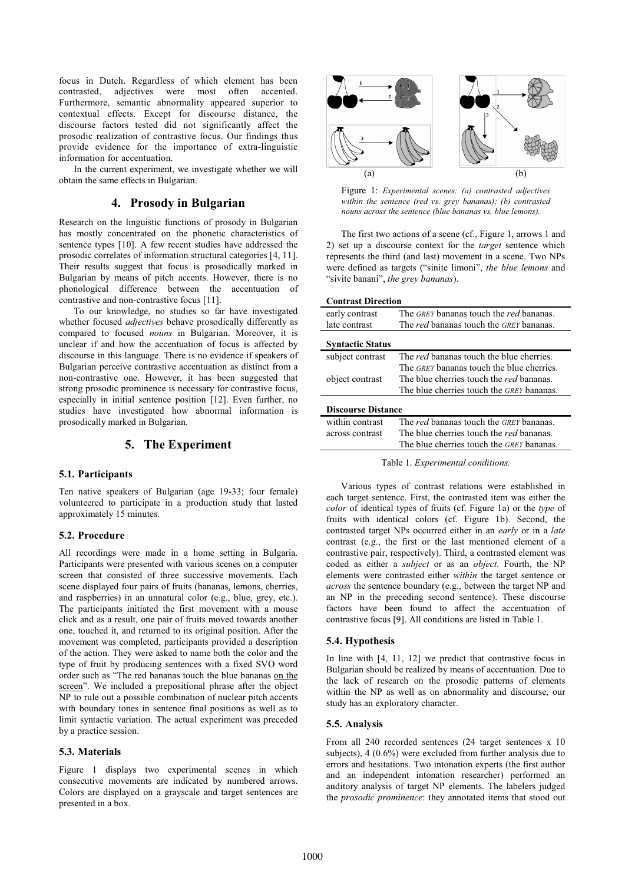focus in Dutch. Regardless of which element has been contrasted, adjectives were most often accented. Furthermore, semantic abnormality appeared superior to contextual effects. Except for discourse distance, the discourse factors tested did not significantly affect the prosodic realization of contrastive focus. Our findings thus provide evidence for the importance of extra-linguistic information for accentuation.

In the current experiment, we investigate whether we will obtain the same effects in Bulgarian.

## 4. Prosody in Bulgarian

Research on the linguistic functions of prosody in Bulgarian has mostly concentrated on the phonetic characteristics of sentence types [10]. A few recent studies have addressed the prosodic correlates of information structural categories [4, 11]. Their results suggest that focus is prosodically marked in Bulgarian by means of pitch accents. However, there is no phonological difference between the accentuation of contrastive and non-contrastive focus [11].

To our knowledge, no studies so far have investigated whether focused *adjectives* behave prosodically differently as compared to focused *nouns* in Bulgarian. Moreover, it is unclear if and how the accentuation of focus is affected by discourse in this language. There is no evidence if speakers of Bulgarian perceive contrastive accentuation as distinct from a non-contrastive one. However, it has been suggested that strong prosodic prominence is necessary for contrastive focus, especially in initial sentence position [12]. Even further, no studies have investigated how abnormal information is prosodically marked in Bulgarian.

## 5. The Experiment

### 5.1. Participants

Ten native speakers of Bulgarian (age 19-33; four female) volunteered to participate in a production study that lasted approximately 15 minutes.

### 5.2. Procedure

All recordings were made in a home setting in Bulgaria. Participants were presented with various scenes on a computer screen that consisted of three successive movements. Each scene displayed four pairs of fruits (bananas, lemons, cherries, and raspberries) in an unnatural color (e.g., blue, grey, etc.). The participants initiated the first movement with a mouse click and as a result, one pair of fruits moved towards another one, touched it, and returned to its original position. After the movement was completed, participants provided a description of the action. They were asked to name both the color and the type of fruit by producing sentences with a fixed SVO word order such as "The red bananas touch the blue bananas <u>on the screen</u>". We included a prepositional phrase after the object NP to rule out a possible combination of nuclear pitch accents with boundary tones in sentence final positions as well as to limit syntactic variation. The actual experiment was preceded by a practice session.

### 5.3. Materials

Figure 1 displays two experimental scenes in which consecutive movements are indicated by numbered arrows. Colors are displayed on a grayscale and target sentences are presented in a box.

Figure 1: *Experimental scenes: (a) contrasted adjectives within the sentence (red vs. grey bananas); (b) contrasted nouns across the sentence (blue bananas vs. blue lemons).*

The first two actions of a scene (cf., Figure 1, arrows 1 and 2) set up a discourse context for the *target* sentence which represents the third (and last) movement in a scene. Two NPs were defined as targets ("sinite limoni", *the blue lemons* and "sivite banani", *the grey bananas*).

| **Contrast Direction** | |
|---|---|
| early contrast | The *GREY* bananas touch the *red* bananas. |
| late contrast | The *red* bananas touch the *GREY* bananas. |
| **Syntactic Status** | |
| subject contrast | The *red* bananas touch the blue cherries. |
| | The *GREY* bananas touch the blue cherries. |
| object contrast | The blue cherries touch the *red* bananas. |
| | The blue cherries touch the *GREY* bananas. |
| **Discourse Distance** | |
| within contrast | The *red* bananas touch the *GREY* bananas. |
| across contrast | The blue cherries touch the *red* bananas. |
| | The blue cherries touch the *GREY* bananas. |

Table 1. *Experimental conditions.*

Various types of contrast relations were established in each target sentence. First, the contrasted item was either the *color* of identical types of fruits (cf. Figure 1a) or the *type* of fruits with identical colors (cf. Figure 1b). Second, the contrasted target NPs occurred either in an *early* or in a *late* contrast (e.g., the first or the last mentioned element of a contrastive pair, respectively). Third, a contrasted element was coded as either a *subject* or as an *object*. Fourth, the NP elements were contrasted either *within* the target sentence or *across* the sentence boundary (e.g., between the target NP and an NP in the preceding second sentence). These discourse factors have been found to affect the accentuation of contrastive focus [9]. All conditions are listed in Table 1.

### 5.4. Hypothesis

In line with [4, 11, 12] we predict that contrastive focus in Bulgarian should be realized by means of accentuation. Due to the lack of research on the prosodic patterns of elements within the NP as well as on abnormality and discourse, our study has an exploratory character.

### 5.5. Analysis

From all 240 recorded sentences (24 target sentences x 10 subjects), 4 (0.6%) were excluded from further analysis due to errors and hesitations. Two intonation experts (the first author and an independent intonation researcher) performed an auditory analysis of target NP elements. The labelers judged the *prosodic prominence*: they annotated items that stood out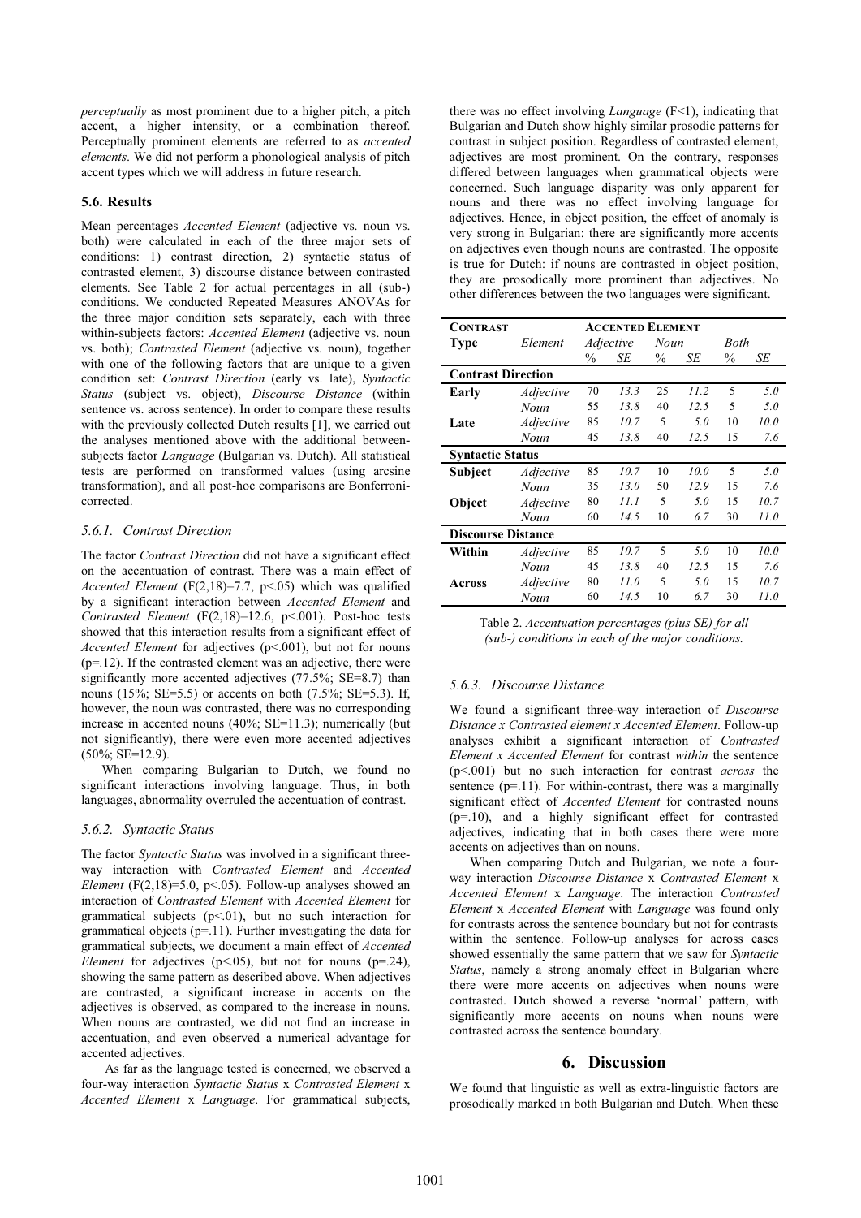*perceptually* as most prominent due to a higher pitch, a pitch accent, a higher intensity, or a combination thereof. Perceptually prominent elements are referred to as *accented elements*. We did not perform a phonological analysis of pitch accent types which we will address in future research.

### 5.6. Results

Mean percentages *Accented Element* (adjective vs. noun vs. both) were calculated in each of the three major sets of conditions: 1) contrast direction, 2) syntactic status of contrasted element, 3) discourse distance between contrasted elements. See Table 2 for actual percentages in all (sub-) conditions. We conducted Repeated Measures ANOVAs for the three major condition sets separately, each with three within-subjects factors: *Accented Element* (adjective vs. noun vs. both); *Contrasted Element* (adjective vs. noun), together with one of the following factors that are unique to a given condition set: *Contrast Direction* (early vs. late), *Syntactic Status* (subject vs. object), *Discourse Distance* (within sentence vs. across sentence). In order to compare these results with the previously collected Dutch results [1], we carried out the analyses mentioned above with the additional between-subjects factor *Language* (Bulgarian vs. Dutch). All statistical tests are performed on transformed values (using arcsine transformation), and all post-hoc comparisons are Bonferroni-corrected.

#### 5.6.1. Contrast Direction

The factor *Contrast Direction* did not have a significant effect on the accentuation of contrast. There was a main effect of *Accented Element* ($F(2,18)=7.7$, $p<.05$) which was qualified by a significant interaction between *Accented Element* and *Contrasted Element* ($F(2,18)=12.6$, $p<.001$). Post-hoc tests showed that this interaction results from a significant effect of *Accented Element* for adjectives ($p<.001$), but not for nouns ($p=.12$). If the contrasted element was an adjective, there were significantly more accented adjectives (77.5%; SE=8.7) than nouns (15%; SE=5.5) or accents on both (7.5%; SE=5.3). If, however, the noun was contrasted, there was no corresponding increase in accented nouns (40%; SE=11.3); numerically (but not significantly), there were even more accented adjectives (50%; SE=12.9).

When comparing Bulgarian to Dutch, we found no significant interactions involving language. Thus, in both languages, abnormality overruled the accentuation of contrast.

#### 5.6.2. Syntactic Status

The factor *Syntactic Status* was involved in a significant three-way interaction with *Contrasted Element* and *Accented Element* ($F(2,18)=5.0$, $p<.05$). Follow-up analyses showed an interaction of *Contrasted Element* with *Accented Element* for grammatical subjects ($p<.01$), but no such interaction for grammatical objects ($p=.11$). Further investigating the data for grammatical subjects, we document a main effect of *Accented Element* for adjectives ($p<.05$), but not for nouns ($p=.24$), showing the same pattern as described above. When adjectives are contrasted, a significant increase in accents on the adjectives is observed, as compared to the increase in nouns. When nouns are contrasted, we did not find an increase in accentuation, and even observed a numerical advantage for accented adjectives.

As far as the language tested is concerned, we observed a four-way interaction *Syntactic Status* x *Contrasted Element* x *Accented Element* x *Language*. For grammatical subjects, there was no effect involving *Language* ($F<1$), indicating that Bulgarian and Dutch show highly similar prosodic patterns for contrast in subject position. Regardless of contrasted element, adjectives are most prominent. On the contrary, responses differed between languages when grammatical objects were concerned. Such language disparity was only apparent for nouns and there was no effect involving language for adjectives. Hence, in object position, the effect of anomaly is very strong in Bulgarian: there are significantly more accents on adjectives even though nouns are contrasted. The opposite is true for Dutch: if nouns are contrasted in object position, they are prosodically more prominent than adjectives. No other differences between the two languages were significant.

| **Contrast** | | **Accented Element** | | | | | |
|---|---|---|---|---|---|---|---|
| **Type** | *Element* | *Adjective* | | *Noun* | | *Both* | |
| | | % | *SE* | % | *SE* | % | *SE* |
| **Contrast Direction** | | | | | | | |
| **Early** | *Adjective* | 70 | *13.3* | 25 | *11.2* | 5 | *5.0* |
| | *Noun* | 55 | *13.8* | 40 | *12.5* | 5 | *5.0* |
| **Late** | *Adjective* | 85 | *10.7* | 5 | *5.0* | 10 | *10.0* |
| | *Noun* | 45 | *13.8* | 40 | *12.5* | 15 | *7.6* |
| **Syntactic Status** | | | | | | | |
| **Subject** | *Adjective* | 85 | *10.7* | 10 | *10.0* | 5 | *5.0* |
| | *Noun* | 35 | *13.0* | 50 | *12.9* | 15 | *7.6* |
| **Object** | *Adjective* | 80 | *11.1* | 5 | *5.0* | 15 | *10.7* |
| | *Noun* | 60 | *14.5* | 10 | *6.7* | 30 | *11.0* |
| **Discourse Distance** | | | | | | | |
| **Within** | *Adjective* | 85 | *10.7* | 5 | *5.0* | 10 | *10.0* |
| | *Noun* | 45 | *13.8* | 40 | *12.5* | 15 | *7.6* |
| **Across** | *Adjective* | 80 | *11.0* | 5 | *5.0* | 15 | *10.7* |
| | *Noun* | 60 | *14.5* | 10 | *6.7* | 30 | *11.0* |

Table 2. *Accentuation percentages (plus SE) for all (sub-) conditions in each of the major conditions.*

#### 5.6.3. Discourse Distance

We found a significant three-way interaction of *Discourse Distance x Contrasted element x Accented Element*. Follow-up analyses exhibit a significant interaction of *Contrasted Element x Accented Element* for contrast *within* the sentence ($p<.001$) but no such interaction for contrast *across* the sentence ($p=.11$). For within-contrast, there was a marginally significant effect of *Accented Element* for contrasted nouns ($p=.10$), and a highly significant effect for contrasted adjectives, indicating that in both cases there were more accents on adjectives than on nouns.

When comparing Dutch and Bulgarian, we note a four-way interaction *Discourse Distance* x *Contrasted Element* x *Accented Element* x *Language*. The interaction *Contrasted Element* x *Accented Element* with *Language* was found only for contrasts across the sentence boundary but not for contrasts within the sentence. Follow-up analyses for across cases showed essentially the same pattern that we saw for *Syntactic Status*, namely a strong anomaly effect in Bulgarian where there were more accents on adjectives when nouns were contrasted. Dutch showed a reverse 'normal' pattern, with significantly more accents on nouns when nouns were contrasted across the sentence boundary.

## 6. Discussion

We found that linguistic as well as extra-linguistic factors are prosodically marked in both Bulgarian and Dutch. When these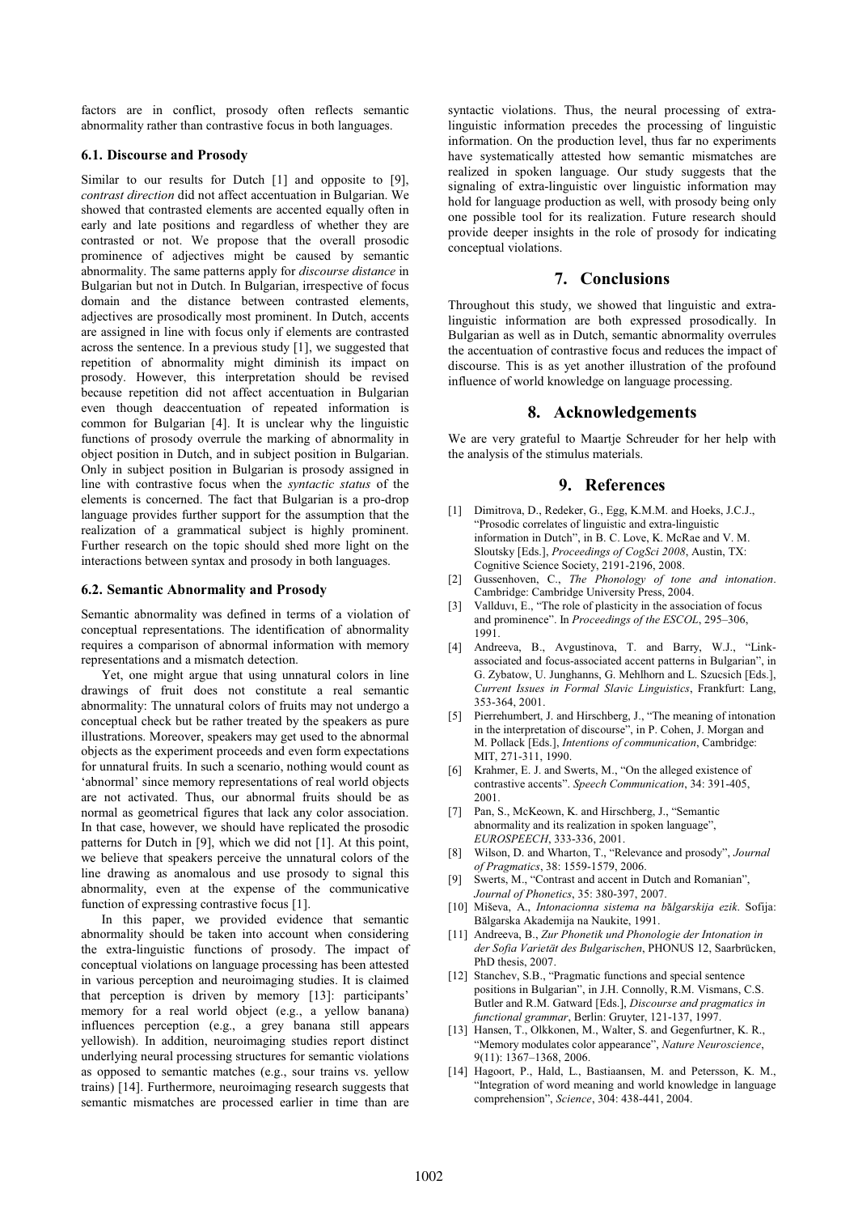factors are in conflict, prosody often reflects semantic abnormality rather than contrastive focus in both languages.

### 6.1. Discourse and Prosody

Similar to our results for Dutch [1] and opposite to [9], *contrast direction* did not affect accentuation in Bulgarian. We showed that contrasted elements are accented equally often in early and late positions and regardless of whether they are contrasted or not. We propose that the overall prosodic prominence of adjectives might be caused by semantic abnormality. The same patterns apply for *discourse distance* in Bulgarian but not in Dutch. In Bulgarian, irrespective of focus domain and the distance between contrasted elements, adjectives are prosodically most prominent. In Dutch, accents are assigned in line with focus only if elements are contrasted across the sentence. In a previous study [1], we suggested that repetition of abnormality might diminish its impact on prosody. However, this interpretation should be revised because repetition did not affect accentuation in Bulgarian even though deaccentuation of repeated information is common for Bulgarian [4]. It is unclear why the linguistic functions of prosody overrule the marking of abnormality in object position in Dutch, and in subject position in Bulgarian. Only in subject position in Bulgarian is prosody assigned in line with contrastive focus when the *syntactic status* of the elements is concerned. The fact that Bulgarian is a pro-drop language provides further support for the assumption that the realization of a grammatical subject is highly prominent. Further research on the topic should shed more light on the interactions between syntax and prosody in both languages.

### 6.2. Semantic Abnormality and Prosody

Semantic abnormality was defined in terms of a violation of conceptual representations. The identification of abnormality requires a comparison of abnormal information with memory representations and a mismatch detection.

Yet, one might argue that using unnatural colors in line drawings of fruit does not constitute a real semantic abnormality: The unnatural colors of fruits may not undergo a conceptual check but be rather treated by the speakers as pure illustrations. Moreover, speakers may get used to the abnormal objects as the experiment proceeds and even form expectations for unnatural fruits. In such a scenario, nothing would count as 'abnormal' since memory representations of real world objects are not activated. Thus, our abnormal fruits should be as normal as geometrical figures that lack any color association. In that case, however, we should have replicated the prosodic patterns for Dutch in [9], which we did not [1]. At this point, we believe that speakers perceive the unnatural colors of the line drawing as anomalous and use prosody to signal this abnormality, even at the expense of the communicative function of expressing contrastive focus [1].

In this paper, we provided evidence that semantic abnormality should be taken into account when considering the extra-linguistic functions of prosody. The impact of conceptual violations on language processing has been attested in various perception and neuroimaging studies. It is claimed that perception is driven by memory [13]: participants' memory for a real world object (e.g., a yellow banana) influences perception (e.g., a grey banana still appears yellowish). In addition, neuroimaging studies report distinct underlying neural processing structures for semantic violations as opposed to semantic matches (e.g., sour trains vs. yellow trains) [14]. Furthermore, neuroimaging research suggests that semantic mismatches are processed earlier in time than are syntactic violations. Thus, the neural processing of extra-linguistic information precedes the processing of linguistic information. On the production level, thus far no experiments have systematically attested how semantic mismatches are realized in spoken language. Our study suggests that the signaling of extra-linguistic over linguistic information may hold for language production as well, with prosody being only one possible tool for its realization. Future research should provide deeper insights in the role of prosody for indicating conceptual violations.

## 7. Conclusions

Throughout this study, we showed that linguistic and extra-linguistic information are both expressed prosodically. In Bulgarian as well as in Dutch, semantic abnormality overrules the accentuation of contrastive focus and reduces the impact of discourse. This is as yet another illustration of the profound influence of world knowledge on language processing.

## 8. Acknowledgements

We are very grateful to Maartje Schreuder for her help with the analysis of the stimulus materials.

## 9. References

[1] Dimitrova, D., Redeker, G., Egg, K.M.M. and Hoeks, J.C.J., "Prosodic correlates of linguistic and extra-linguistic information in Dutch", in B. C. Love, K. McRae and V. M. Sloutsky [Eds.], *Proceedings of CogSci 2008*, Austin, TX: Cognitive Science Society, 2191-2196, 2008.

[2] Gussenhoven, C., *The Phonology of tone and intonation*. Cambridge: Cambridge University Press, 2004.

[3] Vallduví, E., "The role of plasticity in the association of focus and prominence". In *Proceedings of the ESCOL*, 295–306, 1991.

[4] Andreeva, B., Avgustinova, T. and Barry, W.J., "Link-associated and focus-associated accent patterns in Bulgarian", in G. Zybatow, U. Junghanns, G. Mehlhorn and L. Szucsich [Eds.], *Current Issues in Formal Slavic Linguistics*, Frankfurt: Lang, 353-364, 2001.

[5] Pierrehumbert, J. and Hirschberg, J., "The meaning of intonation in the interpretation of discourse", in P. Cohen, J. Morgan and M. Pollack [Eds.], *Intentions of communication*, Cambridge: MIT, 271-311, 1990.

[6] Krahmer, E. J. and Swerts, M., "On the alleged existence of contrastive accents". *Speech Communication*, 34: 391-405, 2001.

[7] Pan, S., McKeown, K. and Hirschberg, J., "Semantic abnormality and its realization in spoken language", *EUROSPEECH*, 333-336, 2001.

[8] Wilson, D. and Wharton, T., "Relevance and prosody", *Journal of Pragmatics*, 38: 1559-1579, 2006.

[9] Swerts, M., "Contrast and accent in Dutch and Romanian", *Journal of Phonetics*, 35: 380-397, 2007.

[10] Miševa, A., *Intonacionna sistema na bălgarskija ezik*. Sofija: Bălgarska Akademija na Naukite, 1991.

[11] Andreeva, B., *Zur Phonetik und Phonologie der Intonation in der Sofia Varietät des Bulgarischen*, PHONUS 12, Saarbrücken, PhD thesis, 2007.

[12] Stanchev, S.B., "Pragmatic functions and special sentence positions in Bulgarian", in J.H. Connolly, R.M. Vismans, C.S. Butler and R.M. Gatward [Eds.], *Discourse and pragmatics in functional grammar*, Berlin: Gruyter, 121-137, 1997.

[13] Hansen, T., Olkkonen, M., Walter, S. and Gegenfurtner, K. R., "Memory modulates color appearance", *Nature Neuroscience*, 9(11): 1367–1368, 2006.

[14] Hagoort, P., Hald, L., Bastiaansen, M. and Petersson, K. M., "Integration of word meaning and world knowledge in language comprehension", *Science*, 304: 438-441, 2004.